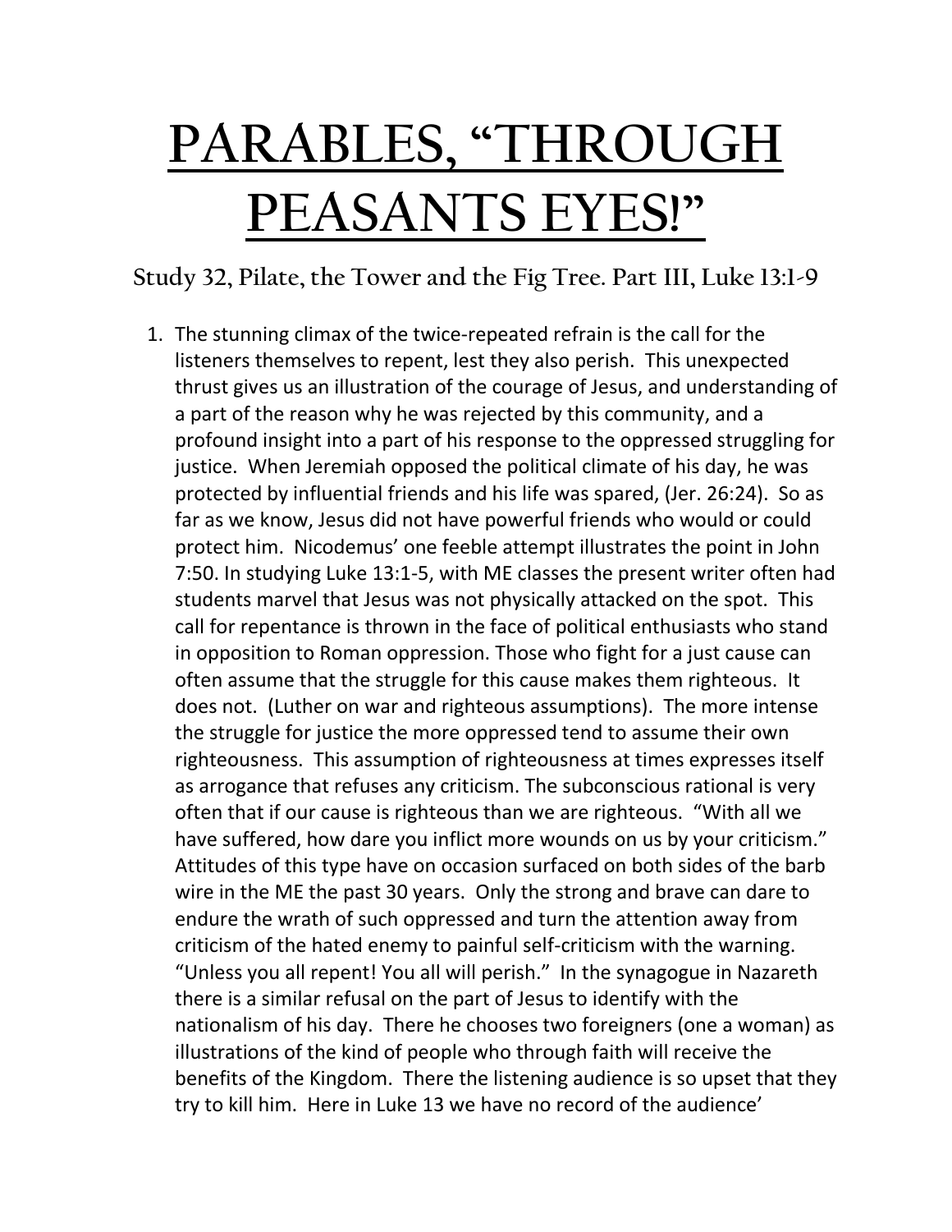# PARABLES, "THROUGH PEASANTS EYES!"

## Study 32, Pilate, the Tower and the Fig Tree. Part III, Luke 13:1-9

1. The stunning climax of the twice-repeated refrain is the call for the listeners themselves to repent, lest they also perish. This unexpected thrust gives us an illustration of the courage of Jesus, and understanding of a part of the reason why he was rejected by this community, and a profound insight into a part of his response to the oppressed struggling for justice. When Jeremiah opposed the political climate of his day, he was protected by influential friends and his life was spared, (Jer. 26:24). So as far as we know, Jesus did not have powerful friends who would or could protect him. Nicodemus' one feeble attempt illustrates the point in John 7:50. In studying Luke 13:1-5, with ME classes the present writer often had students marvel that Jesus was not physically attacked on the spot. This call for repentance is thrown in the face of political enthusiasts who stand in opposition to Roman oppression. Those who fight for a just cause can often assume that the struggle for this cause makes them righteous. It does not. (Luther on war and righteous assumptions). The more intense the struggle for justice the more oppressed tend to assume their own righteousness. This assumption of righteousness at times expresses itself as arrogance that refuses any criticism. The subconscious rational is very often that if our cause is righteous than we are righteous. "With all we have suffered, how dare you inflict more wounds on us by your criticism." Attitudes of this type have on occasion surfaced on both sides of the barb wire in the ME the past 30 years. Only the strong and brave can dare to endure the wrath of such oppressed and turn the attention away from criticism of the hated enemy to painful self-criticism with the warning. "Unless you all repent! You all will perish." In the synagogue in Nazareth there is a similar refusal on the part of Jesus to identify with the nationalism of his day. There he chooses two foreigners (one a woman) as illustrations of the kind of people who through faith will receive the benefits of the Kingdom. There the listening audience is so upset that they try to kill him. Here in Luke 13 we have no record of the audience'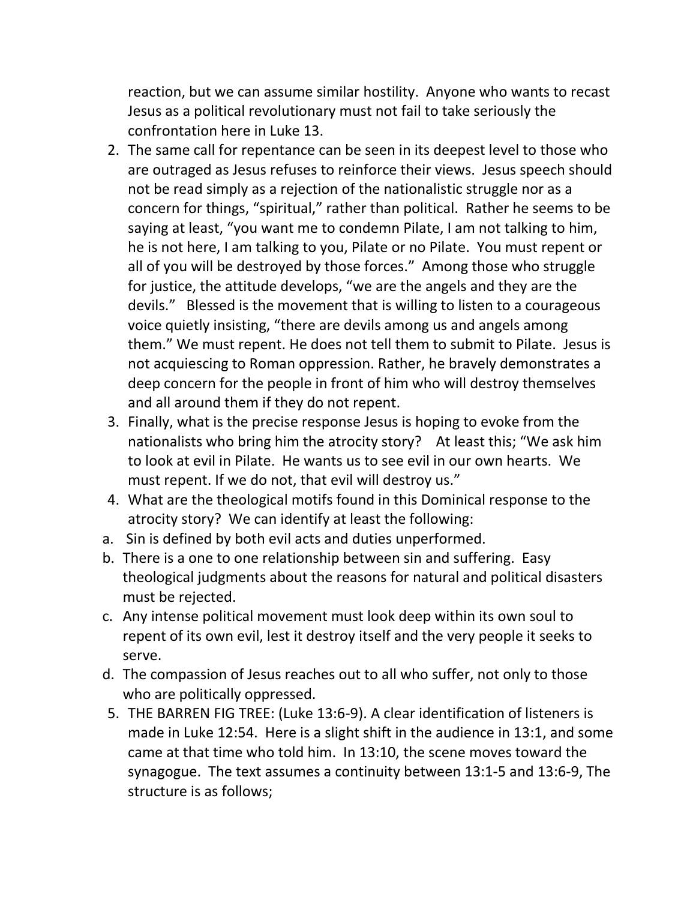reaction, but we can assume similar hostility. Anyone who wants to recast Jesus as a political revolutionary must not fail to take seriously the confrontation here in Luke 13.

2. The same call for repentance can be seen in its deepest level to those who are outraged as Jesus refuses to reinforce their views. Jesus speech should not be read simply as a rejection of the nationalistic struggle nor as a concern for things, "spiritual," rather than political. Rather he seems to be saying at least, "you want me to condemn Pilate, I am not talking to him, he is not here, I am talking to you, Pilate or no Pilate. You must repent or all of you will be destroyed by those forces." Among those who struggle for justice, the attitude develops, "we are the angels and they are the devils." Blessed is the movement that is willing to listen to a courageous voice quietly insisting, "there are devils among us and angels among them." We must repent. He does not tell them to submit to Pilate. Jesus is not acquiescing to Roman oppression. Rather, he bravely demonstrates a deep concern for the people in front of him who will destroy themselves and all around them if they do not repent.
3. Finally, what is the precise response Jesus is hoping to evoke from the nationalists who bring him the atrocity story? At least this; "We ask him to look at evil in Pilate. He wants us to see evil in our own hearts. We must repent. If we do not, that evil will destroy us."
4. What are the theological motifs found in this Dominical response to the atrocity story? We can identify at least the following:

a. Sin is defined by both evil acts and duties unperformed.

b. There is a one to one relationship between sin and suffering. Easy theological judgments about the reasons for natural and political disasters must be rejected.

c. Any intense political movement must look deep within its own soul to repent of its own evil, lest it destroy itself and the very people it seeks to serve.

d. The compassion of Jesus reaches out to all who suffer, not only to those who are politically oppressed.

5. THE BARREN FIG TREE: (Luke 13:6-9). A clear identification of listeners is made in Luke 12:54. Here is a slight shift in the audience in 13:1, and some came at that time who told him. In 13:10, the scene moves toward the synagogue. The text assumes a continuity between 13:1-5 and 13:6-9, The structure is as follows;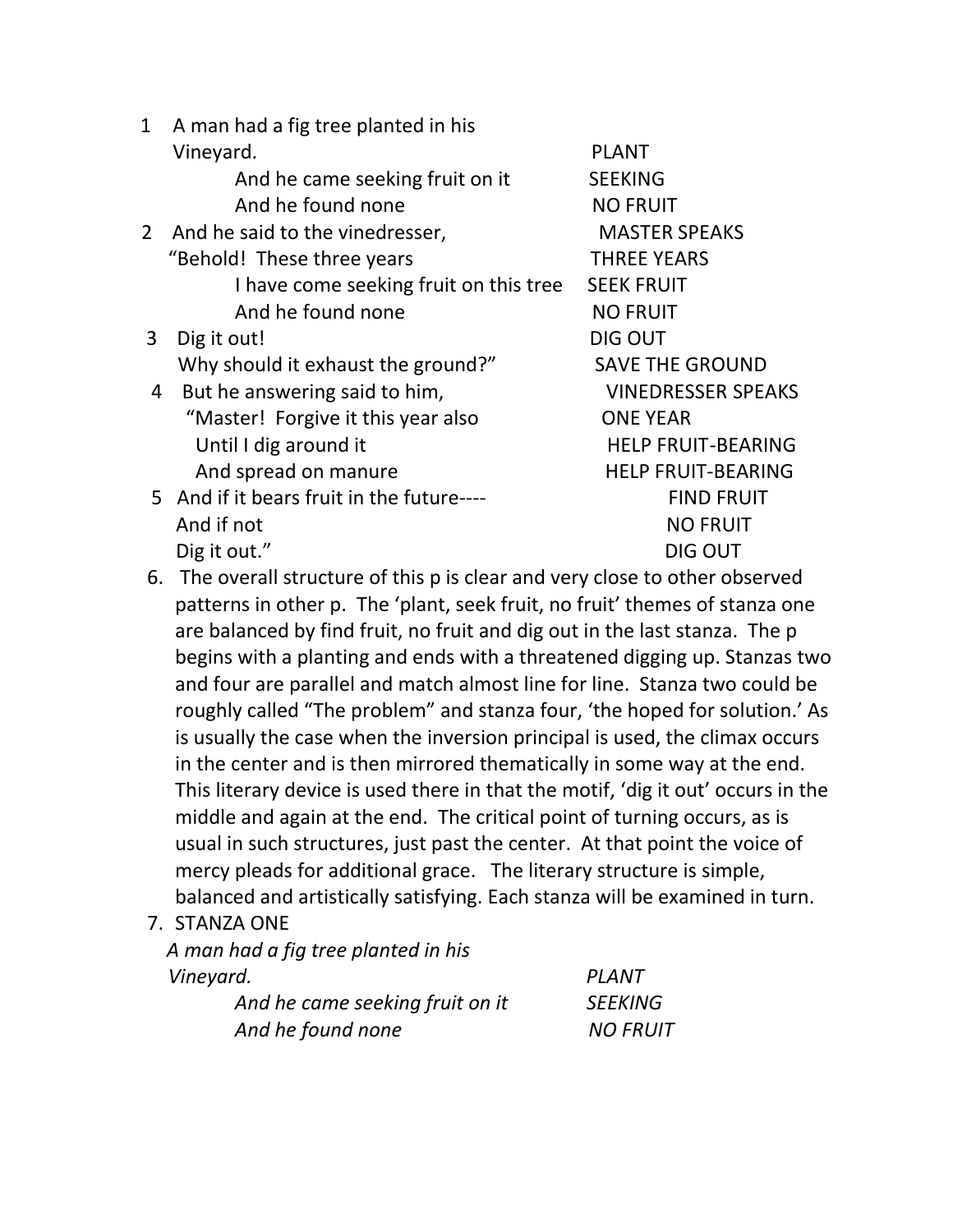1 A man had a fig tree planted in his Vineyard. — PLANT
  And he came seeking fruit on it — SEEKING
  And he found none — NO FRUIT

2 And he said to the vinedresser, — MASTER SPEAKS
  "Behold! These three years — THREE YEARS
  I have come seeking fruit on this tree — SEEK FRUIT
  And he found none — NO FRUIT

3 Dig it out! — DIG OUT
  Why should it exhaust the ground?" — SAVE THE GROUND

4 But he answering said to him, — VINEDRESSER SPEAKS
  "Master! Forgive it this year also — ONE YEAR
  Until I dig around it — HELP FRUIT-BEARING
  And spread on manure — HELP FRUIT-BEARING

5 And if it bears fruit in the future---- — FIND FRUIT
  And if not — NO FRUIT
  Dig it out." — DIG OUT

6. The overall structure of this p is clear and very close to other observed patterns in other p. The 'plant, seek fruit, no fruit' themes of stanza one are balanced by find fruit, no fruit and dig out in the last stanza. The p begins with a planting and ends with a threatened digging up. Stanzas two and four are parallel and match almost line for line. Stanza two could be roughly called "The problem" and stanza four, 'the hoped for solution.' As is usually the case when the inversion principal is used, the climax occurs in the center and is then mirrored thematically in some way at the end. This literary device is used there in that the motif, 'dig it out' occurs in the middle and again at the end. The critical point of turning occurs, as is usual in such structures, just past the center. At that point the voice of mercy pleads for additional grace. The literary structure is simple, balanced and artistically satisfying. Each stanza will be examined in turn.

7. STANZA ONE

*A man had a fig tree planted in his Vineyard.* — *PLANT*
  *And he came seeking fruit on it* — *SEEKING*
  *And he found none* — *NO FRUIT*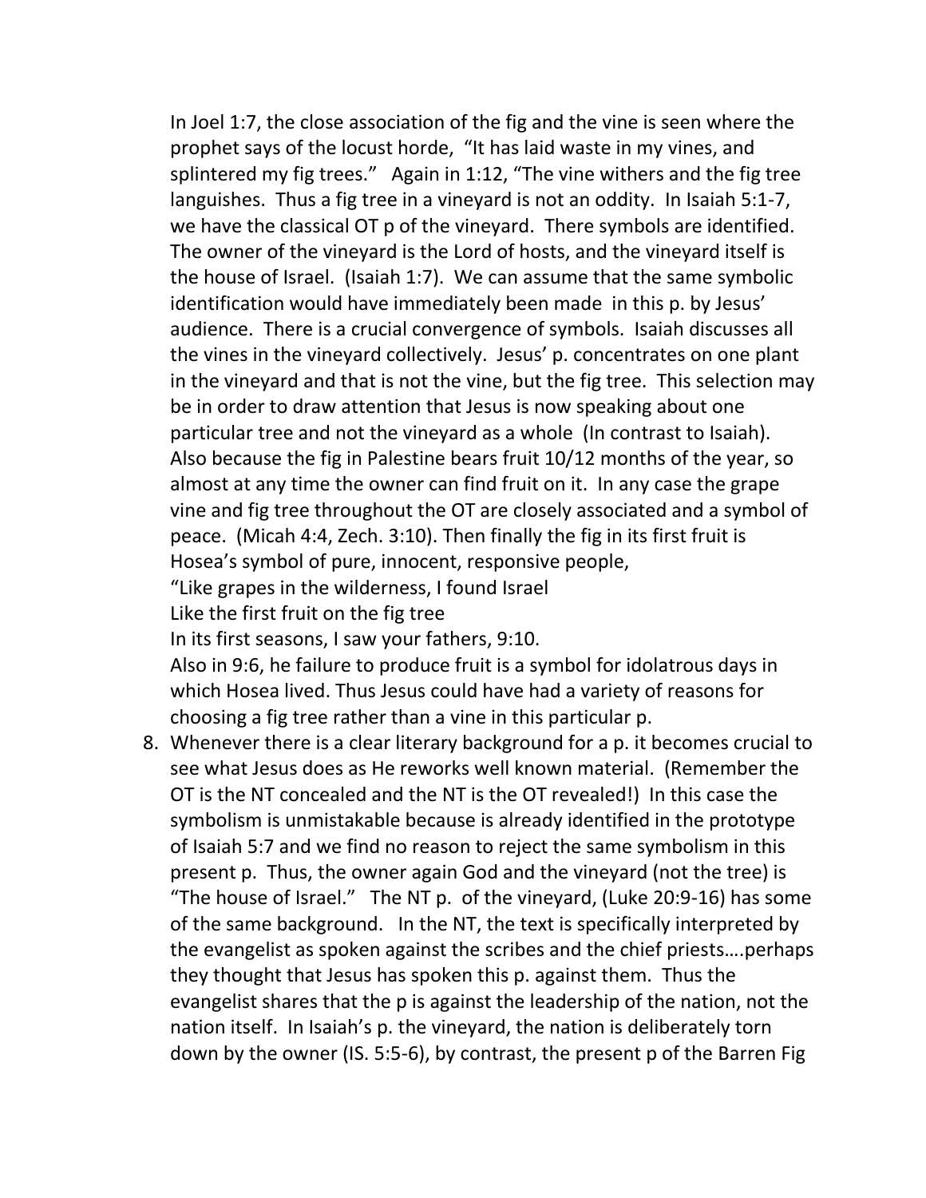In Joel 1:7, the close association of the fig and the vine is seen where the prophet says of the locust horde, "It has laid waste in my vines, and splintered my fig trees." Again in 1:12, "The vine withers and the fig tree languishes. Thus a fig tree in a vineyard is not an oddity. In Isaiah 5:1-7, we have the classical OT p of the vineyard. There symbols are identified. The owner of the vineyard is the Lord of hosts, and the vineyard itself is the house of Israel. (Isaiah 1:7). We can assume that the same symbolic identification would have immediately been made in this p. by Jesus' audience. There is a crucial convergence of symbols. Isaiah discusses all the vines in the vineyard collectively. Jesus' p. concentrates on one plant in the vineyard and that is not the vine, but the fig tree. This selection may be in order to draw attention that Jesus is now speaking about one particular tree and not the vineyard as a whole (In contrast to Isaiah). Also because the fig in Palestine bears fruit 10/12 months of the year, so almost at any time the owner can find fruit on it. In any case the grape vine and fig tree throughout the OT are closely associated and a symbol of peace. (Micah 4:4, Zech. 3:10). Then finally the fig in its first fruit is Hosea's symbol of pure, innocent, responsive people,

"Like grapes in the wilderness, I found Israel  
Like the first fruit on the fig tree  
In its first seasons, I saw your fathers, 9:10.

Also in 9:6, he failure to produce fruit is a symbol for idolatrous days in which Hosea lived. Thus Jesus could have had a variety of reasons for choosing a fig tree rather than a vine in this particular p.

8. Whenever there is a clear literary background for a p. it becomes crucial to see what Jesus does as He reworks well known material. (Remember the OT is the NT concealed and the NT is the OT revealed!) In this case the symbolism is unmistakable because is already identified in the prototype of Isaiah 5:7 and we find no reason to reject the same symbolism in this present p. Thus, the owner again God and the vineyard (not the tree) is "The house of Israel." The NT p. of the vineyard, (Luke 20:9-16) has some of the same background. In the NT, the text is specifically interpreted by the evangelist as spoken against the scribes and the chief priests….perhaps they thought that Jesus has spoken this p. against them. Thus the evangelist shares that the p is against the leadership of the nation, not the nation itself. In Isaiah's p. the vineyard, the nation is deliberately torn down by the owner (IS. 5:5-6), by contrast, the present p of the Barren Fig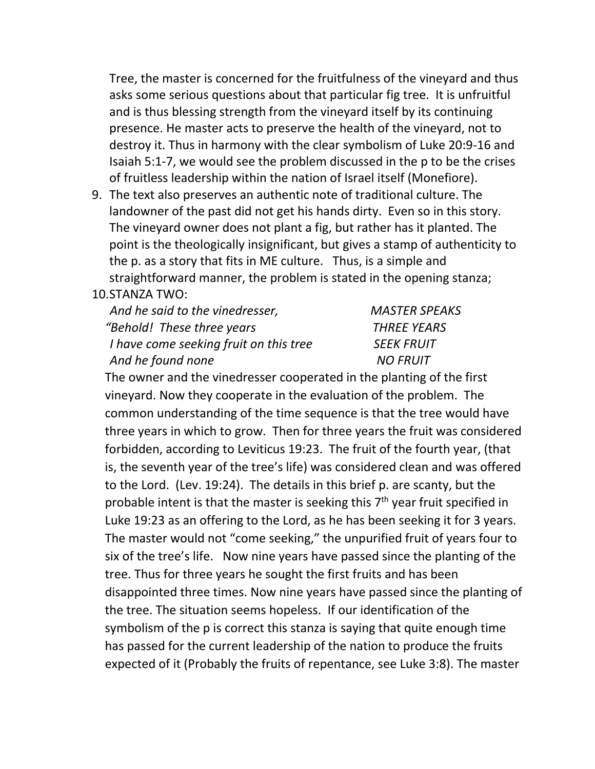Tree, the master is concerned for the fruitfulness of the vineyard and thus asks some serious questions about that particular fig tree. It is unfruitful and is thus blessing strength from the vineyard itself by its continuing presence. He master acts to preserve the health of the vineyard, not to destroy it. Thus in harmony with the clear symbolism of Luke 20:9-16 and Isaiah 5:1-7, we would see the problem discussed in the p to be the crises of fruitless leadership within the nation of Israel itself (Monefiore).

9. The text also preserves an authentic note of traditional culture. The landowner of the past did not get his hands dirty. Even so in this story. The vineyard owner does not plant a fig, but rather has it planted. The point is the theologically insignificant, but gives a stamp of authenticity to the p. as a story that fits in ME culture. Thus, is a simple and straightforward manner, the problem is stated in the opening stanza;

10. STANZA TWO:

| | |
|---|---|
| *And he said to the vinedresser,* | *MASTER SPEAKS* |
| *"Behold! These three years* | *THREE YEARS* |
| *I have come seeking fruit on this tree* | *SEEK FRUIT* |
| *And he found none* | *NO FRUIT* |

The owner and the vinedresser cooperated in the planting of the first vineyard. Now they cooperate in the evaluation of the problem. The common understanding of the time sequence is that the tree would have three years in which to grow. Then for three years the fruit was considered forbidden, according to Leviticus 19:23. The fruit of the fourth year, (that is, the seventh year of the tree's life) was considered clean and was offered to the Lord. (Lev. 19:24). The details in this brief p. are scanty, but the probable intent is that the master is seeking this 7th year fruit specified in Luke 19:23 as an offering to the Lord, as he has been seeking it for 3 years. The master would not "come seeking," the unpurified fruit of years four to six of the tree's life. Now nine years have passed since the planting of the tree. Thus for three years he sought the first fruits and has been disappointed three times. Now nine years have passed since the planting of the tree. The situation seems hopeless. If our identification of the symbolism of the p is correct this stanza is saying that quite enough time has passed for the current leadership of the nation to produce the fruits expected of it (Probably the fruits of repentance, see Luke 3:8). The master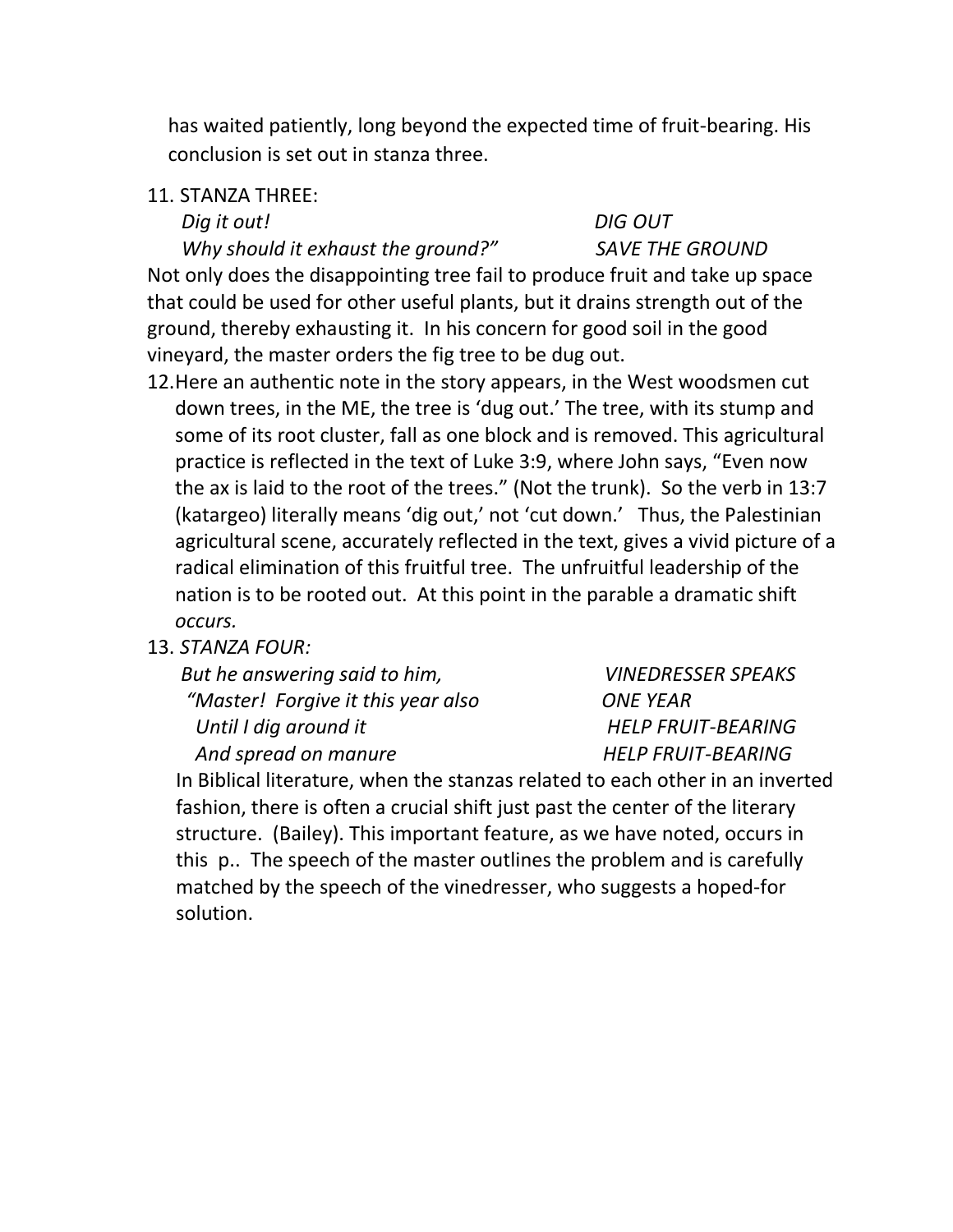has waited patiently, long beyond the expected time of fruit-bearing. His conclusion is set out in stanza three.

11. STANZA THREE:

    *Dig it out!* *DIG OUT*
    *Why should it exhaust the ground?"* *SAVE THE GROUND*

Not only does the disappointing tree fail to produce fruit and take up space that could be used for other useful plants, but it drains strength out of the ground, thereby exhausting it. In his concern for good soil in the good vineyard, the master orders the fig tree to be dug out.

12. Here an authentic note in the story appears, in the West woodsmen cut down trees, in the ME, the tree is 'dug out.' The tree, with its stump and some of its root cluster, fall as one block and is removed. This agricultural practice is reflected in the text of Luke 3:9, where John says, "Even now the ax is laid to the root of the trees." (Not the trunk). So the verb in 13:7 (katargeo) literally means 'dig out,' not 'cut down.' Thus, the Palestinian agricultural scene, accurately reflected in the text, gives a vivid picture of a radical elimination of this fruitful tree. The unfruitful leadership of the nation is to be rooted out. At this point in the parable a dramatic shift *occurs.*

13. *STANZA FOUR:*

    *But he answering said to him,* *VINEDRESSER SPEAKS*
    *"Master! Forgive it this year also* *ONE YEAR*
    *Until I dig around it* *HELP FRUIT-BEARING*
    *And spread on manure* *HELP FRUIT-BEARING*

    In Biblical literature, when the stanzas related to each other in an inverted fashion, there is often a crucial shift just past the center of the literary structure. (Bailey). This important feature, as we have noted, occurs in this p.. The speech of the master outlines the problem and is carefully matched by the speech of the vinedresser, who suggests a hoped-for solution.